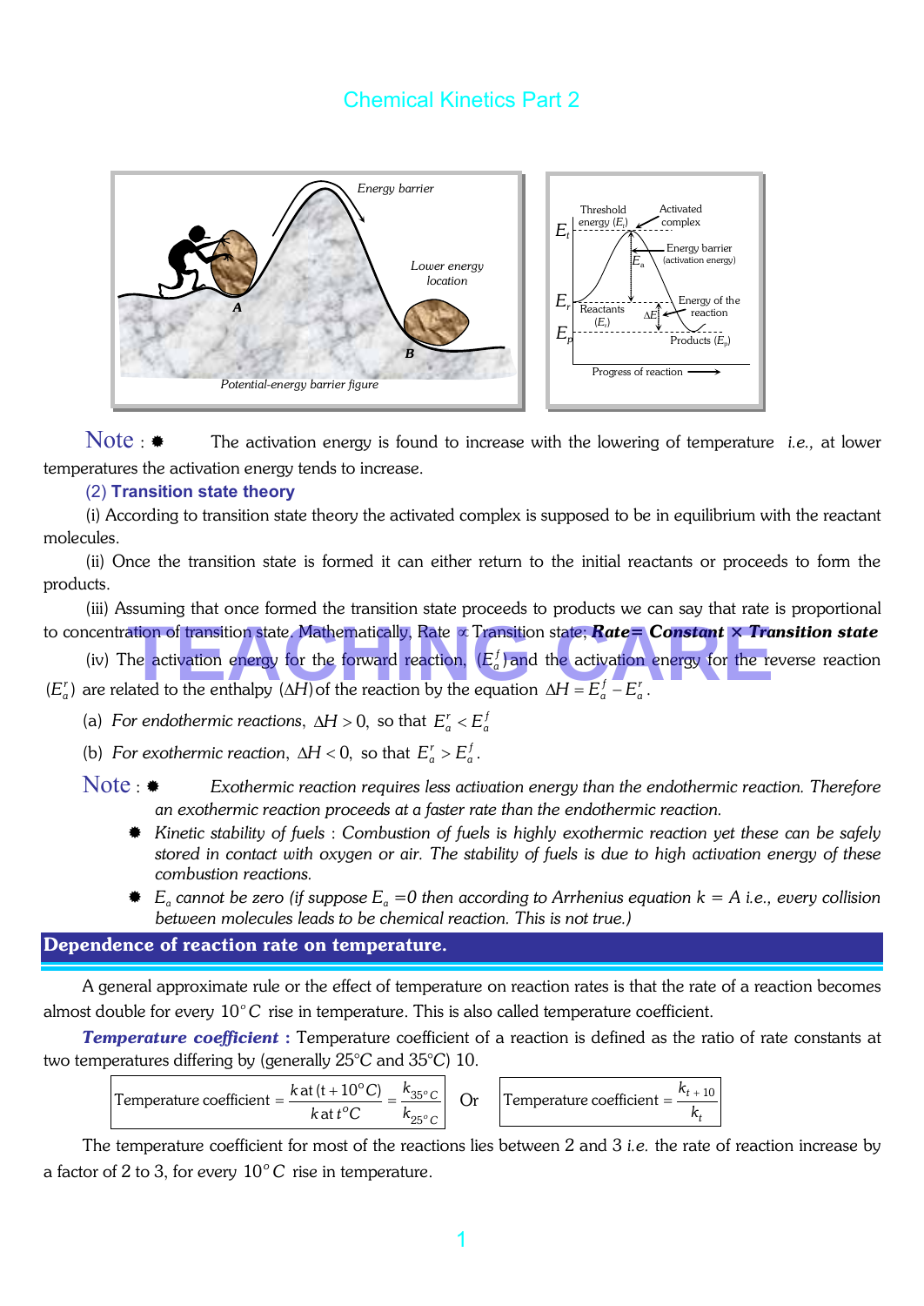# Chemical Kinetics Part 2

**Note :** ✸ The activation energy is found to increase with the lowering of temperature *i.e.,* at lower temperatures the activation energy tends to increase.

### (2) Transition state theory

(i) According to transition state theory the activated complex is supposed to be in equilibrium with the reactant molecules.

(ii) Once the transition state is formed it can either return to the initial reactants or proceeds to form the products.

(iii) Assuming that once formed the transition state proceeds to products we can say that rate is proportional to concentration of transition state. Mathematically, Rate $\propto$ Transition state; ***Rate = Constant × Transition state***

(iv) The activation energy for the forward reaction, $(E_a^f)$ and the activation energy for the reverse reaction $(E_a^r)$ are related to the enthalpy $(\Delta H)$ of the reaction by the equation $\Delta H = E_a^f - E_a^r$.

(a) *For endothermic reactions*, $\Delta H > 0$, so that $E_a^r < E_a^f$

(b) *For exothermic reaction*, $\Delta H < 0$, so that $E_a^r > E_a^f$.

**Note :**

- ✸ *Exothermic reaction requires less activation energy than the endothermic reaction. Therefore an exothermic reaction proceeds at a faster rate than the endothermic reaction.*
- ✸ *Kinetic stability of fuels : Combustion of fuels is highly exothermic reaction yet these can be safely stored in contact with oxygen or air. The stability of fuels is due to high activation energy of these combustion reactions.*
- ✸ *$E_a$ cannot be zero (if suppose $E_a = 0$ then according to Arrhenius equation k = A i.e., every collision between molecules leads to be chemical reaction. This is not true.)*

## Dependence of reaction rate on temperature.

A general approximate rule or the effect of temperature on reaction rates is that the rate of a reaction becomes almost double for every $10^\circ C$ rise in temperature. This is also called temperature coefficient.

***Temperature coefficient* :** Temperature coefficient of a reaction is defined as the ratio of rate constants at two temperatures differing by (generally 25°C and 35°C) 10.

$$\text{Temperature coefficient} = \frac{k \text{ at } (t+10^\circ C)}{k \text{ at } t^\circ C} = \frac{k_{35^\circ C}}{k_{25^\circ C}} \quad \text{Or} \quad \text{Temperature coefficient} = \frac{k_{t+10}}{k_t}$$

The temperature coefficient for most of the reactions lies between 2 and 3 *i.e.* the rate of reaction increase by a factor of 2 to 3, for every $10^\circ C$ rise in temperature.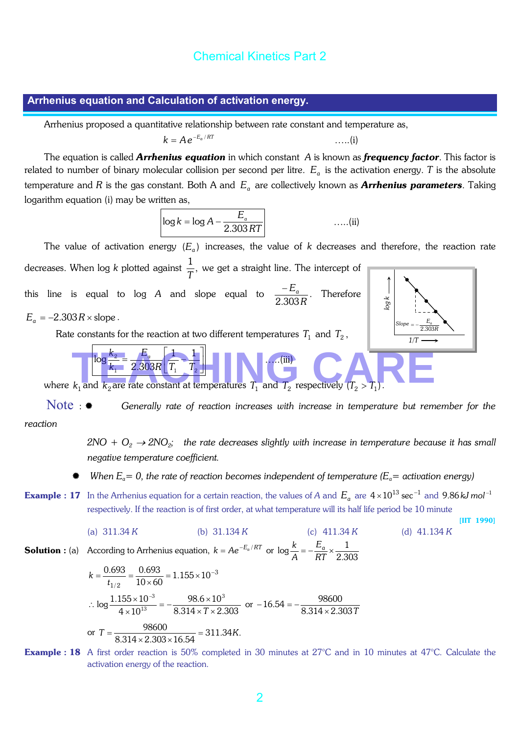## Arrhenius equation and Calculation of activation energy.

Arrhenius proposed a quantitative relationship between rate constant and temperature as,

$$k = Ae^{-E_a/RT} \quad .....(i)$$

The equation is called ***Arrhenius equation*** in which constant $A$ is known as ***frequency factor***. This factor is related to number of binary molecular collision per second per litre. $E_a$ is the activation energy. $T$ is the absolute temperature and $R$ is the gas constant. Both A and $E_a$ are collectively known as ***Arrhenius parameters***. Taking logarithm equation (i) may be written as,

$$\log k = \log A - \frac{E_a}{2.303\,RT} \quad .....(ii)$$

The value of activation energy $(E_a)$ increases, the value of $k$ decreases and therefore, the reaction rate decreases. When log $k$ plotted against $\frac{1}{T}$, we get a straight line. The intercept of this line is equal to log $A$ and slope equal to $\frac{-E_a}{2.303R}$. Therefore $E_a = -2.303R \times \text{slope}$.

Rate constants for the reaction at two different temperatures $T_1$ and $T_2$,

$$\log \frac{k_2}{k_1} = \frac{E_a}{2.303R}\left[\frac{1}{T_1} - \frac{1}{T_2}\right] \quad .....(iii)$$

where $k_1$ and $k_2$ are rate constant at temperatures $T_1$ and $T_2$ respectively $(T_2 > T_1)$.

**Note** :

- *Generally rate of reaction increases with increase in temperature but remember for the reaction*

  *$2NO + O_2 \rightarrow 2NO_2$; the rate decreases slightly with increase in temperature because it has small negative temperature coefficient.*

- *When $E_a$= 0, the rate of reaction becomes independent of temperature ($E_a$= activation energy)*

**Example : 17** In the Arrhenius equation for a certain reaction, the values of $A$ and $E_a$ are $4 \times 10^{13}\ \text{sec}^{-1}$ and $9.86\ kJ\ mol^{-1}$ respectively. If the reaction is of first order, at what temperature will its half life period be 10 minute **[IIT 1990]**

(a) $311.34\,K$ (b) $31.134\,K$ (c) $411.34\,K$ (d) $41.134\,K$

**Solution :** (a) According to Arrhenius equation, $k = Ae^{-E_a/RT}$ or $\log\frac{k}{A} = -\frac{E_a}{RT} \times \frac{1}{2.303}$

$$k = \frac{0.693}{t_{1/2}} = \frac{0.693}{10 \times 60} = 1.155 \times 10^{-3}$$

$$\therefore \log\frac{1.155 \times 10^{-3}}{4 \times 10^{13}} = -\frac{98.6 \times 10^3}{8.314 \times T \times 2.303} \text{ or } -16.54 = -\frac{98600}{8.314 \times 2.303T}$$

$$\text{or } T = \frac{98600}{8.314 \times 2.303 \times 16.54} = 311.34K.$$

**Example : 18** A first order reaction is 50% completed in 30 minutes at 27°C and in 10 minutes at 47°C. Calculate the activation energy of the reaction.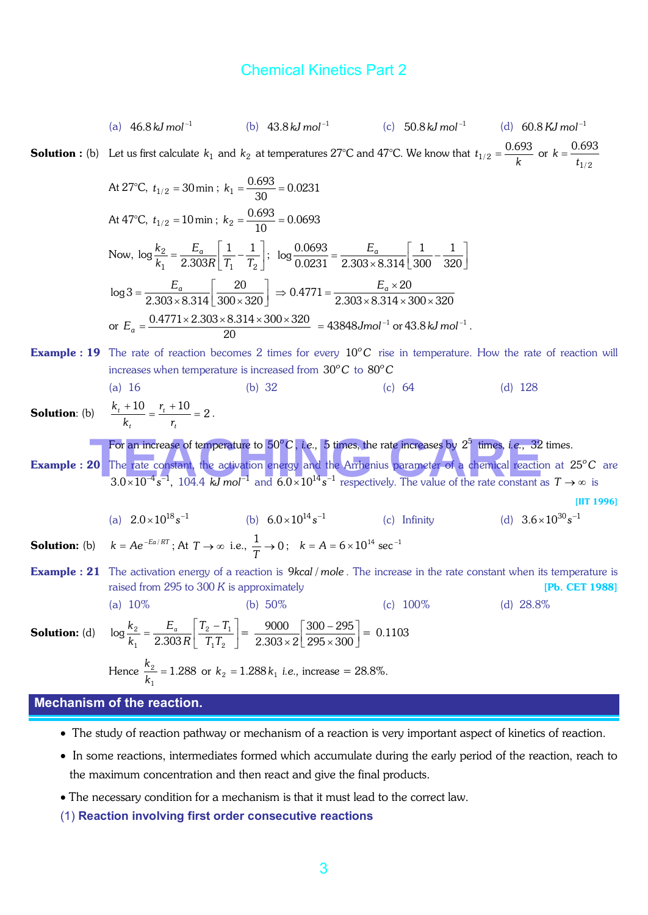(a) $46.8\,kJ\,mol^{-1}$ (b) $43.8\,kJ\,mol^{-1}$ (c) $50.8\,kJ\,mol^{-1}$ (d) $60.8\,KJ\,mol^{-1}$

**Solution :** (b) Let us first calculate $k_1$ and $k_2$ at temperatures 27°C and 47°C. We know that $t_{1/2} = \frac{0.693}{k}$ or $k = \frac{0.693}{t_{1/2}}$

At 27°C, $t_{1/2} = 30\,\text{min}$ ; $k_1 = \frac{0.693}{30} = 0.0231$

At 47°C, $t_{1/2} = 10\,\text{min}$ ; $k_2 = \frac{0.693}{10} = 0.0693$

Now, $\log\frac{k_2}{k_1} = \frac{E_a}{2.303R}\left[\frac{1}{T_1} - \frac{1}{T_2}\right]$; $\log\frac{0.0693}{0.0231} = \frac{E_a}{2.303 \times 8.314}\left[\frac{1}{300} - \frac{1}{320}\right]$

$\log 3 = \frac{E_a}{2.303 \times 8.314}\left[\frac{20}{300 \times 320}\right] \Rightarrow 0.4771 = \frac{E_a \times 20}{2.303 \times 8.314 \times 300 \times 320}$

or $E_a = \frac{0.4771 \times 2.303 \times 8.314 \times 300 \times 320}{20} = 43848\,J mol^{-1}$ or $43.8\,kJ\,mol^{-1}$.

**Example : 19** The rate of reaction becomes 2 times for every $10^oC$ rise in temperature. How the rate of reaction will increases when temperature is increased from $30^oC$ to $80^oC$

(a) 16 (b) 32 (c) 64 (d) 128

**Solution**: (b) $\frac{k_t + 10}{k_t} = \frac{r_t + 10}{r_t} = 2$.

For an increase of temperature to $50^oC$, *i.e.,* 5 times, the rate increases by $2^5$ times, *i.e.,* 32 times.

**Example : 20** The rate constant, the activation energy and the Arrhenius parameter of a chemical reaction at $25^oC$ are $3.0 \times 10^{-4}\,s^{-1}$, $104.4\,kJ\,mol^{-1}$ and $6.0 \times 10^{14}\,s^{-1}$ respectively. The value of the rate constant as $T \to \infty$ is **[IIT 1996]**

(a) $2.0 \times 10^{18}\,s^{-1}$ (b) $6.0 \times 10^{14}\,s^{-1}$ (c) Infinity (d) $3.6 \times 10^{30}\,s^{-1}$

**Solution:** (b) $k = Ae^{-Ea/RT}$; At $T \to \infty$ i.e., $\frac{1}{T} \to 0$; $k = A = 6 \times 10^{14}\,\text{sec}^{-1}$

**Example : 21** The activation energy of a reaction is $9 kcal/mole$. The increase in the rate constant when its temperature is raised from 295 to 300 $K$ is approximately **[Pb. CET 1988]**

(a) 10% (b) 50% (c) 100% (d) 28.8%

**Solution:** (d) $\log\frac{k_2}{k_1} = \frac{E_a}{2.303\,R}\left[\frac{T_2 - T_1}{T_1 T_2}\right] = \frac{9000}{2.303 \times 2}\left[\frac{300 - 295}{295 \times 300}\right] = 0.1103$

Hence $\frac{k_2}{k_1} = 1.288$ or $k_2 = 1.288\,k_1$ *i.e.,* increase = 28.8%.

## Mechanism of the reaction.

- The study of reaction pathway or mechanism of a reaction is very important aspect of kinetics of reaction.
- In some reactions, intermediates formed which accumulate during the early period of the reaction, reach to the maximum concentration and then react and give the final products.
- The necessary condition for a mechanism is that it must lead to the correct law.

### (1) Reaction involving first order consecutive reactions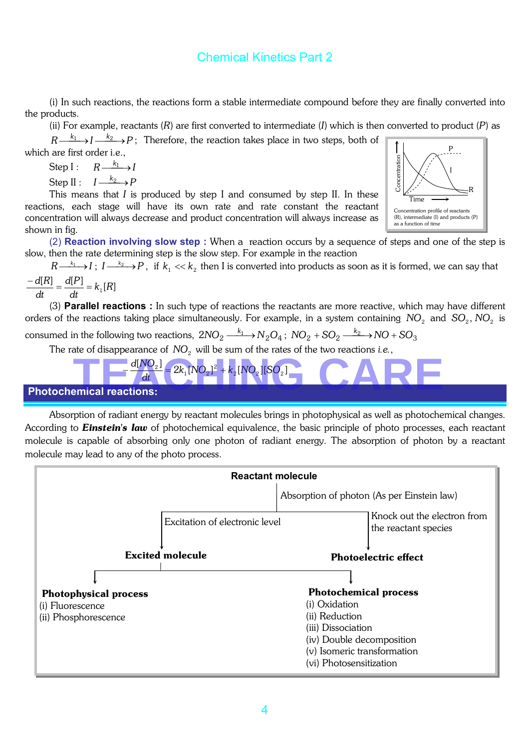(i) In such reactions, the reactions form a stable intermediate compound before they are finally converted into the products.

(ii) For example, reactants ($R$) are first converted to intermediate ($I$) which is then converted to product ($P$) as

$R \xrightarrow{k_1} I \xrightarrow{k_2} P$; Therefore, the reaction takes place in two steps, both of which are first order i.e.,

Step I : $R \xrightarrow{k_1} I$

Step II : $I \xrightarrow{k_2} P$

This means that $I$ is produced by step I and consumed by step II. In these reactions, each stage will have its own rate and rate constant the reactant concentration will always decrease and product concentration will always increase as shown in fig.

Concentration profile of reactants (R), intermediate (I) and products (P) as a function of time

**(2) Reaction involving slow step :** When a reaction occurs by a sequence of steps and one of the step is slow, then the rate determining step is the slow step. For example in the reaction

$R \xrightarrow{k_1} I$ ; $I \xrightarrow{k_2} P$, if $k_1 << k_2$ then I is converted into products as soon as it is formed, we can say that

$$\frac{-d[R]}{dt} = \frac{d[P]}{dt} = k_1[R]$$

(3) **Parallel reactions :** In such type of reactions the reactants are more reactive, which may have different orders of the reactions taking place simultaneously. For example, in a system containing $NO_2$ and $SO_2$, $NO_2$ is consumed in the following two reactions, $2NO_2 \xrightarrow{k_1} N_2O_4$ ; $NO_2 + SO_2 \xrightarrow{k_2} NO + SO_3$

The rate of disappearance of $NO_2$ will be sum of the rates of the two reactions *i.e.*,

$$-\frac{d[NO_2]}{dt} = 2k_1[NO_2]^2 + k_2[NO_2][SO_2]$$

## Photochemical reactions:

Absorption of radiant energy by reactant molecules brings in photophysical as well as photochemical changes. According to ***Einstein's law*** of photochemical equivalence, the basic principle of photo processes, each reactant molecule is capable of absorbing only one photon of radiant energy. The absorption of photon by a reactant molecule may lead to any of the photo process.

**Reactant molecule**

Absorption of photon (As per Einstein law)

- Excitation of electronic level → **Excited molecule**
  - **Photophysical process**
    - (i) Fluorescence
    - (ii) Phosphorescence
  - **Photochemical process**
    - (i) Oxidation
    - (ii) Reduction
    - (iii) Dissociation
    - (iv) Double decomposition
    - (v) Isomeric transformation
    - (vi) Photosensitization
- Knock out the electron from the reactant species → **Photoelectric effect**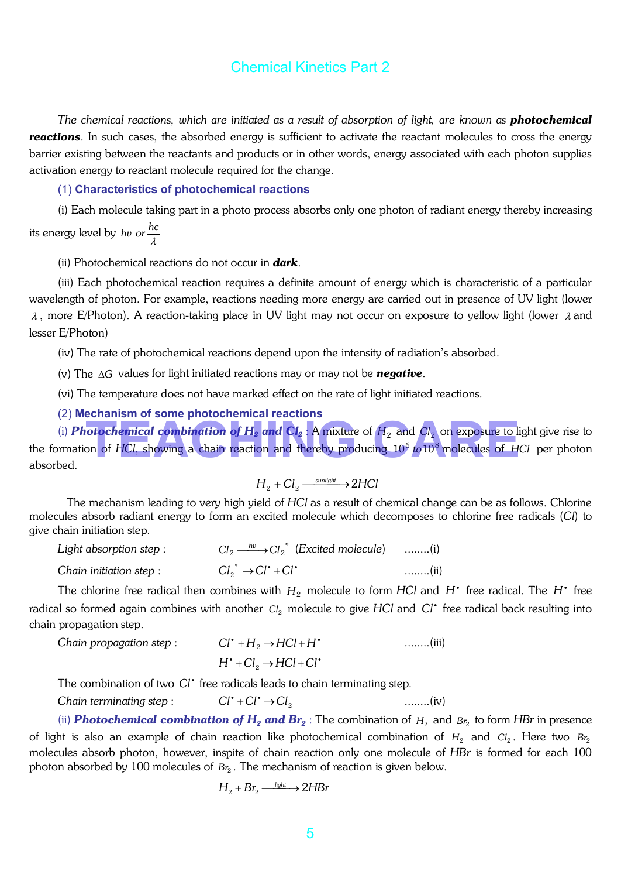## Chemical Kinetics Part 2

*The chemical reactions, which are initiated as a result of absorption of light, are known as* ***photochemical reactions***. In such cases, the absorbed energy is sufficient to activate the reactant molecules to cross the energy barrier existing between the reactants and products or in other words, energy associated with each photon supplies activation energy to reactant molecule required for the change.

### (1) Characteristics of photochemical reactions

(i) Each molecule taking part in a photo process absorbs only one photon of radiant energy thereby increasing its energy level by $h\upsilon$ or $\frac{hc}{\lambda}$

(ii) Photochemical reactions do not occur in ***dark***.

(iii) Each photochemical reaction requires a definite amount of energy which is characteristic of a particular wavelength of photon. For example, reactions needing more energy are carried out in presence of UV light (lower $\lambda$, more E/Photon). A reaction-taking place in UV light may not occur on exposure to yellow light (lower $\lambda$ and lesser E/Photon)

(iv) The rate of photochemical reactions depend upon the intensity of radiation's absorbed.

(v) The $\Delta G$ values for light initiated reactions may or may not be ***negative***.

(vi) The temperature does not have marked effect on the rate of light initiated reactions.

### (2) Mechanism of some photochemical reactions

(i) ***Photochemical combination of $H_2$ and $Cl_2$*** : A mixture of $H_2$ and $Cl_2$ on exposure to light give rise to the formation of $HCl$, showing a chain reaction and thereby producing $10^6$ *to* $10^8$ molecules of $HCl$ per photon absorbed.

$$H_2 + Cl_2 \xrightarrow{sunlight} 2HCl$$

The mechanism leading to very high yield of $HCl$ as a result of chemical change can be as follows. Chlorine molecules absorb radiant energy to form an excited molecule which decomposes to chlorine free radicals ($Cl$) to give chain initiation step.

*Light absorption step* : $Cl_2 \xrightarrow{h\upsilon} Cl_2^*$ (*Excited molecule*) ........(i)

*Chain initiation step* : $Cl_2^* \rightarrow Cl^\bullet + Cl^\bullet$ ........(ii)

The chlorine free radical then combines with $H_2$ molecule to form $HCl$ and $H^\bullet$ free radical. The $H^\bullet$ free radical so formed again combines with another $Cl_2$ molecule to give $HCl$ and $Cl^\bullet$ free radical back resulting into chain propagation step.

*Chain propagation step* : $Cl^\bullet + H_2 \rightarrow HCl + H^\bullet$ ........(iii)

$H^\bullet + Cl_2 \rightarrow HCl + Cl^\bullet$

The combination of two $Cl^\bullet$ free radicals leads to chain terminating step.

*Chain terminating step* : $Cl^\bullet + Cl^\bullet \rightarrow Cl_2$ ........(iv)

(ii) ***Photochemical combination of $H_2$ and $Br_2$*** : The combination of $H_2$ and $Br_2$ to form $HBr$ in presence of light is also an example of chain reaction like photochemical combination of $H_2$ and $Cl_2$. Here two $Br_2$ molecules absorb photon, however, inspite of chain reaction only one molecule of $HBr$ is formed for each 100 photon absorbed by 100 molecules of $Br_2$. The mechanism of reaction is given below.

$$H_2 + Br_2 \xrightarrow{light} 2HBr$$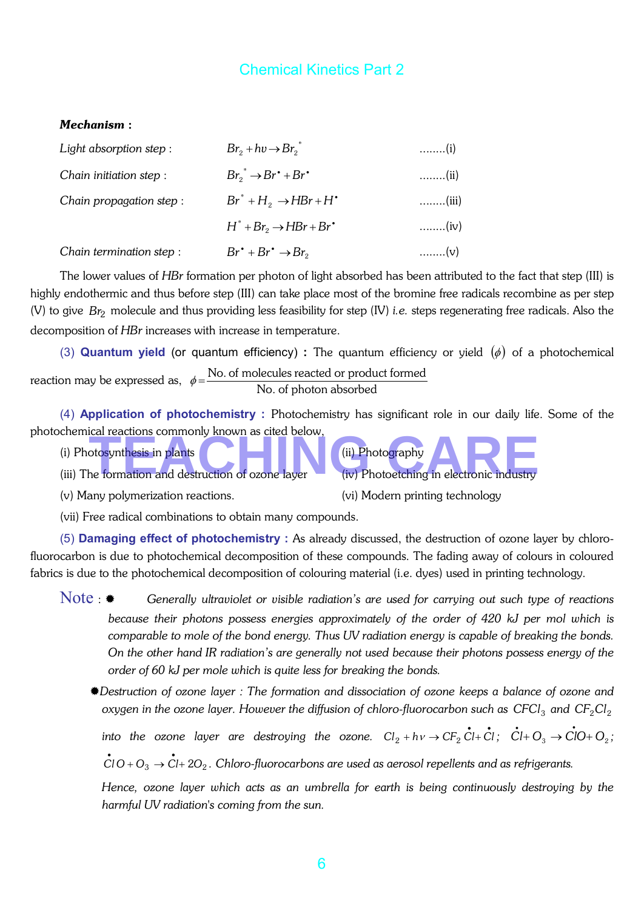**Mechanism :**

*Light absorption step :* $Br_2 + h\upsilon \rightarrow Br_2^*$ ........(i)

*Chain initiation step :* $Br_2^* \rightarrow Br^\bullet + Br^\bullet$ ........(ii)

*Chain propagation step :* $Br^* + H_2 \rightarrow HBr + H^\bullet$ ........(iii)

$H^* + Br_2 \rightarrow HBr + Br^\bullet$ ........(iv)

*Chain termination step :* $Br^\bullet + Br^\bullet \rightarrow Br_2$ ........(v)

The lower values of $HBr$ formation per photon of light absorbed has been attributed to the fact that step (III) is highly endothermic and thus before step (III) can take place most of the bromine free radicals recombine as per step (V) to give $Br_2$ molecule and thus providing less feasibility for step (IV) *i.e.* steps regenerating free radicals. Also the decomposition of $HBr$ increases with increase in temperature.

(3) **Quantum yield** (or quantum efficiency) **:** The quantum efficiency or yield $(\phi)$ of a photochemical reaction may be expressed as, $\phi = \dfrac{\text{No. of molecules reacted or product formed}}{\text{No. of photon absorbed}}$

(4) **Application of photochemistry :** Photochemistry has significant role in our daily life. Some of the photochemical reactions commonly known as cited below,

(i) Photosynthesis in plants

(ii) Photography

(iii) The formation and destruction of ozone layer

(iv) Photoetching in electronic industry

(v) Many polymerization reactions.

(vi) Modern printing technology

(vii) Free radical combinations to obtain many compounds.

(5) **Damaging effect of photochemistry :** As already discussed, the destruction of ozone layer by chloro-fluorocarbon is due to photochemical decomposition of these compounds. The fading away of colours in coloured fabrics is due to the photochemical decomposition of colouring material (i.e. dyes) used in printing technology.

Note :

- *Generally ultraviolet or visible radiation's are used for carrying out such type of reactions because their photons possess energies approximately of the order of 420 kJ per mol which is comparable to mole of the bond energy. Thus UV radiation energy is capable of breaking the bonds. On the other hand IR radiation's are generally not used because their photons possess energy of the order of 60 kJ per mole which is quite less for breaking the bonds.*

- *Destruction of ozone layer : The formation and dissociation of ozone keeps a balance of ozone and oxygen in the ozone layer. However the diffusion of chloro-fluorocarbon such as $CFCl_3$ and $CF_2Cl_2$ into the ozone layer are destroying the ozone. $Cl_2 + h\nu \rightarrow CF_2\dot{C}l + \dot{C}l$ ; $\dot{C}l + O_3 \rightarrow \dot{C}lO + O_2$ ; $\dot{C}lO + O_3 \rightarrow \dot{C}l + 2O_2$. Chloro-fluorocarbons are used as aerosol repellents and as refrigerants.*

  *Hence, ozone layer which acts as an umbrella for earth is being continuously destroying by the harmful UV radiation's coming from the sun.*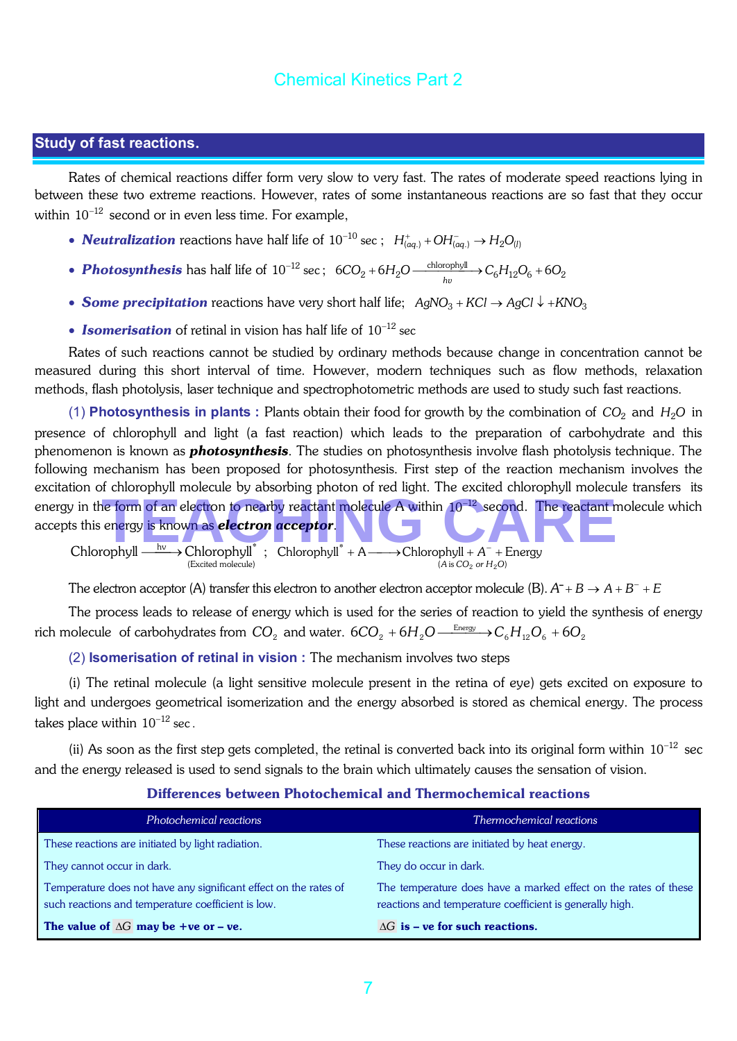# Chemical Kinetics Part 2

## Study of fast reactions.

Rates of chemical reactions differ form very slow to very fast. The rates of moderate speed reactions lying in between these two extreme reactions. However, rates of some instantaneous reactions are so fast that they occur within $10^{-12}$ second or in even less time. For example,

- ***Neutralization*** reactions have half life of $10^{-10}$ sec ; $H^+_{(aq.)} + OH^-_{(aq.)} \rightarrow H_2O_{(l)}$
- ***Photosynthesis*** has half life of $10^{-12}$ sec ; $6CO_2 + 6H_2O \xrightarrow[h\nu]{\text{chlorophyll}} C_6H_{12}O_6 + 6O_2$
- ***Some precipitation*** reactions have very short half life; $AgNO_3 + KCl \rightarrow AgCl \downarrow + KNO_3$
- ***Isomerisation*** of retinal in vision has half life of $10^{-12}$ sec

Rates of such reactions cannot be studied by ordinary methods because change in concentration cannot be measured during this short interval of time. However, modern techniques such as flow methods, relaxation methods, flash photolysis, laser technique and spectrophotometric methods are used to study such fast reactions.

(1) **Photosynthesis in plants :** Plants obtain their food for growth by the combination of $CO_2$ and $H_2O$ in presence of chlorophyll and light (a fast reaction) which leads to the preparation of carbohydrate and this phenomenon is known as ***photosynthesis***. The studies on photosynthesis involve flash photolysis technique. The following mechanism has been proposed for photosynthesis. First step of the reaction mechanism involves the excitation of chlorophyll molecule by absorbing photon of red light. The excited chlorophyll molecule transfers its energy in the form of an electron to nearby reactant molecule A within $10^{-12}$ second. The reactant molecule which accepts this energy is known as ***electron acceptor***.

$$\text{Chlorophyll} \xrightarrow{h\nu} \underset{\text{(Excited molecule)}}{\text{Chlorophyll}^*} \ ; \quad \text{Chlorophyll}^* + \text{A} \longrightarrow \underset{(A \text{ is } CO_2 \text{ or } H_2O)}{\text{Chlorophyll} + A^- + \text{Energy}}$$

The electron acceptor (A) transfer this electron to another electron acceptor molecule (B). $A^- + B \rightarrow A + B^- + E$

The process leads to release of energy which is used for the series of reaction to yield the synthesis of energy rich molecule of carbohydrates from $CO_2$ and water. $6CO_2 + 6H_2O \xrightarrow{\text{Energy}} C_6H_{12}O_6 + 6O_2$

(2) **Isomerisation of retinal in vision :** The mechanism involves two steps

(i) The retinal molecule (a light sensitive molecule present in the retina of eye) gets excited on exposure to light and undergoes geometrical isomerization and the energy absorbed is stored as chemical energy. The process takes place within $10^{-12}$ sec.

(ii) As soon as the first step gets completed, the retinal is converted back into its original form within $10^{-12}$ sec and the energy released is used to send signals to the brain which ultimately causes the sensation of vision.

### Differences between Photochemical and Thermochemical reactions

| *Photochemical reactions* | *Thermochemical reactions* |
|---|---|
| These reactions are initiated by light radiation. | These reactions are initiated by heat energy. |
| They cannot occur in dark. | They do occur in dark. |
| Temperature does not have any significant effect on the rates of such reactions and temperature coefficient is low. | The temperature does have a marked effect on the rates of these reactions and temperature coefficient is generally high. |
| **The value of $\Delta G$ may be +ve or – ve.** | **$\Delta G$ is – ve for such reactions.** |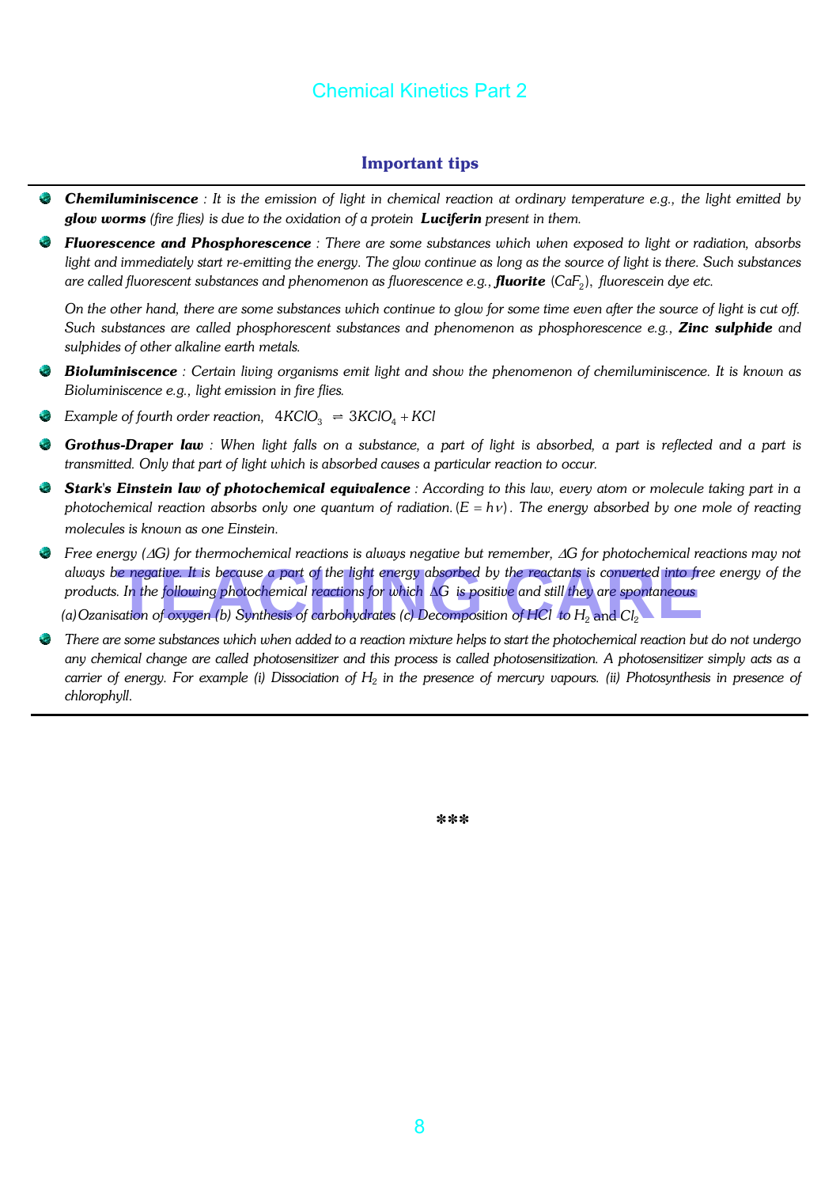# Chemical Kinetics Part 2

## Important tips

- ***Chemiluminiscence*** *: It is the emission of light in chemical reaction at ordinary temperature e.g., the light emitted by* ***glow worms*** *(fire flies) is due to the oxidation of a protein* ***Luciferin*** *present in them.*

- ***Fluorescence and Phosphorescence*** *: There are some substances which when exposed to light or radiation, absorbs light and immediately start re-emitting the energy. The glow continue as long as the source of light is there. Such substances are called fluorescent substances and phenomenon as fluorescence e.g.,* ***fluorite*** $(CaF_2)$, *fluorescein dye etc.*

  *On the other hand, there are some substances which continue to glow for some time even after the source of light is cut off. Such substances are called phosphorescent substances and phenomenon as phosphorescence e.g.,* ***Zinc sulphide*** *and sulphides of other alkaline earth metals.*

- ***Bioluminiscence*** *: Certain living organisms emit light and show the phenomenon of chemiluminiscence. It is known as Bioluminiscence e.g., light emission in fire flies.*

- *Example of fourth order reaction,* $4KClO_3 \rightleftharpoons 3KClO_4 + KCl$

- ***Grothus-Draper law*** *: When light falls on a substance, a part of light is absorbed, a part is reflected and a part is transmitted. Only that part of light which is absorbed causes a particular reaction to occur.*

- ***Stark's Einstein law of photochemical equivalence*** *: According to this law, every atom or molecule taking part in a photochemical reaction absorbs only one quantum of radiation.* $(E = h\nu)$. *The energy absorbed by one mole of reacting molecules is known as one Einstein.*

- *Free energy* $(\Delta G)$ *for thermochemical reactions is always negative but remember,* $\Delta G$ *for photochemical reactions may not always be negative. It is because a part of the light energy absorbed by the reactants is converted into free energy of the products. In the following photochemical reactions for which* $\Delta G$ *is positive and still they are spontaneous*

  *(a) Ozanisation of oxygen (b) Synthesis of carbohydrates (c) Decomposition of HCl to* $H_2$ and $Cl_2$

- *There are some substances which when added to a reaction mixture helps to start the photochemical reaction but do not undergo any chemical change are called photosensitizer and this process is called photosensitization. A photosensitizer simply acts as a carrier of energy. For example (i) Dissociation of* $H_2$ *in the presence of mercury vapours. (ii) Photosynthesis in presence of chlorophyll.*

***